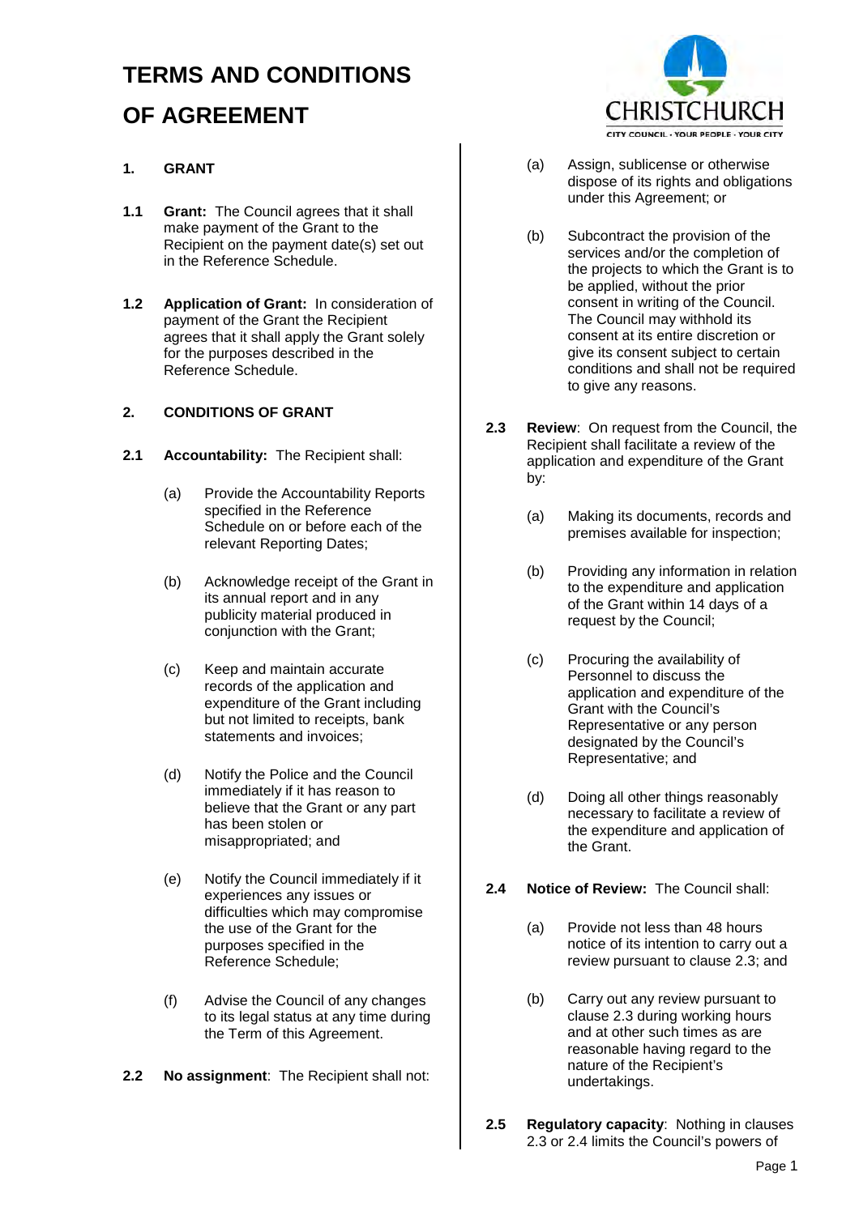# TERMS AND CONDITIONS OF AGREEMENT

## 1. GRANT

**1.1 Grant:** The Council agrees that it shall make payment of the Grant to the Recipient on the payment date(s) set out in the Reference Schedule.

**1.2 Application of Grant:** In consideration of payment of the Grant the Recipient agrees that it shall apply the Grant solely for the purposes described in the Reference Schedule.

## 2. CONDITIONS OF GRANT

**2.1 Accountability:** The Recipient shall:

(a) Provide the Accountability Reports specified in the Reference Schedule on or before each of the relevant Reporting Dates;

(b) Acknowledge receipt of the Grant in its annual report and in any publicity material produced in conjunction with the Grant;

(c) Keep and maintain accurate records of the application and expenditure of the Grant including but not limited to receipts, bank statements and invoices;

(d) Notify the Police and the Council immediately if it has reason to believe that the Grant or any part has been stolen or misappropriated; and

(e) Notify the Council immediately if it experiences any issues or difficulties which may compromise the use of the Grant for the purposes specified in the Reference Schedule;

(f) Advise the Council of any changes to its legal status at any time during the Term of this Agreement.

**2.2 No assignment**: The Recipient shall not:

(a) Assign, sublicense or otherwise dispose of its rights and obligations under this Agreement; or

(b) Subcontract the provision of the services and/or the completion of the projects to which the Grant is to be applied, without the prior consent in writing of the Council. The Council may withhold its consent at its entire discretion or give its consent subject to certain conditions and shall not be required to give any reasons.

**2.3 Review**: On request from the Council, the Recipient shall facilitate a review of the application and expenditure of the Grant by:

(a) Making its documents, records and premises available for inspection;

(b) Providing any information in relation to the expenditure and application of the Grant within 14 days of a request by the Council;

(c) Procuring the availability of Personnel to discuss the application and expenditure of the Grant with the Council's Representative or any person designated by the Council's Representative; and

(d) Doing all other things reasonably necessary to facilitate a review of the expenditure and application of the Grant.

**2.4 Notice of Review:** The Council shall:

(a) Provide not less than 48 hours notice of its intention to carry out a review pursuant to clause 2.3; and

(b) Carry out any review pursuant to clause 2.3 during working hours and at other such times as are reasonable having regard to the nature of the Recipient's undertakings.

**2.5 Regulatory capacity**: Nothing in clauses 2.3 or 2.4 limits the Council's powers of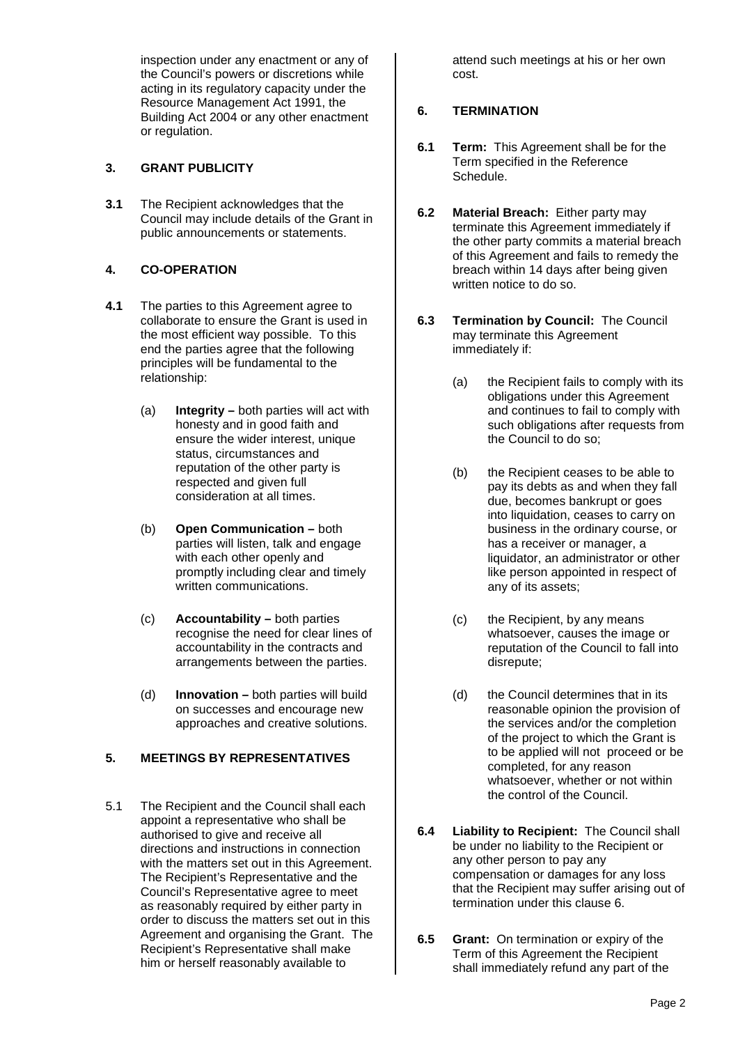inspection under any enactment or any of the Council's powers or discretions while acting in its regulatory capacity under the Resource Management Act 1991, the Building Act 2004 or any other enactment or regulation.

## 3. GRANT PUBLICITY

**3.1** The Recipient acknowledges that the Council may include details of the Grant in public announcements or statements.

## 4. CO-OPERATION

**4.1** The parties to this Agreement agree to collaborate to ensure the Grant is used in the most efficient way possible. To this end the parties agree that the following principles will be fundamental to the relationship:

(a) **Integrity –** both parties will act with honesty and in good faith and ensure the wider interest, unique status, circumstances and reputation of the other party is respected and given full consideration at all times.

(b) **Open Communication –** both parties will listen, talk and engage with each other openly and promptly including clear and timely written communications.

(c) **Accountability –** both parties recognise the need for clear lines of accountability in the contracts and arrangements between the parties.

(d) **Innovation –** both parties will build on successes and encourage new approaches and creative solutions.

## 5. MEETINGS BY REPRESENTATIVES

5.1 The Recipient and the Council shall each appoint a representative who shall be authorised to give and receive all directions and instructions in connection with the matters set out in this Agreement. The Recipient's Representative and the Council's Representative agree to meet as reasonably required by either party in order to discuss the matters set out in this Agreement and organising the Grant. The Recipient's Representative shall make him or herself reasonably available to attend such meetings at his or her own cost.

## 6. TERMINATION

**6.1 Term:** This Agreement shall be for the Term specified in the Reference Schedule.

**6.2 Material Breach:** Either party may terminate this Agreement immediately if the other party commits a material breach of this Agreement and fails to remedy the breach within 14 days after being given written notice to do so.

**6.3 Termination by Council:** The Council may terminate this Agreement immediately if:

(a) the Recipient fails to comply with its obligations under this Agreement and continues to fail to comply with such obligations after requests from the Council to do so;

(b) the Recipient ceases to be able to pay its debts as and when they fall due, becomes bankrupt or goes into liquidation, ceases to carry on business in the ordinary course, or has a receiver or manager, a liquidator, an administrator or other like person appointed in respect of any of its assets;

(c) the Recipient, by any means whatsoever, causes the image or reputation of the Council to fall into disrepute;

(d) the Council determines that in its reasonable opinion the provision of the services and/or the completion of the project to which the Grant is to be applied will not proceed or be completed, for any reason whatsoever, whether or not within the control of the Council.

**6.4 Liability to Recipient:** The Council shall be under no liability to the Recipient or any other person to pay any compensation or damages for any loss that the Recipient may suffer arising out of termination under this clause 6.

**6.5 Grant:** On termination or expiry of the Term of this Agreement the Recipient shall immediately refund any part of the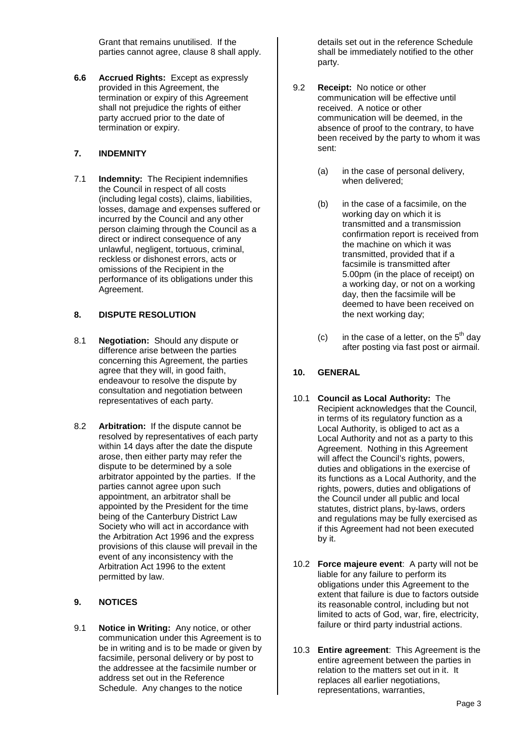Grant that remains unutilised. If the parties cannot agree, clause 8 shall apply.

**6.6 Accrued Rights:** Except as expressly provided in this Agreement, the termination or expiry of this Agreement shall not prejudice the rights of either party accrued prior to the date of termination or expiry.

## 7. INDEMNITY

7.1 **Indemnity:** The Recipient indemnifies the Council in respect of all costs (including legal costs), claims, liabilities, losses, damage and expenses suffered or incurred by the Council and any other person claiming through the Council as a direct or indirect consequence of any unlawful, negligent, tortuous, criminal, reckless or dishonest errors, acts or omissions of the Recipient in the performance of its obligations under this Agreement.

## 8. DISPUTE RESOLUTION

8.1 **Negotiation:** Should any dispute or difference arise between the parties concerning this Agreement, the parties agree that they will, in good faith, endeavour to resolve the dispute by consultation and negotiation between representatives of each party.

8.2 **Arbitration:** If the dispute cannot be resolved by representatives of each party within 14 days after the date the dispute arose, then either party may refer the dispute to be determined by a sole arbitrator appointed by the parties. If the parties cannot agree upon such appointment, an arbitrator shall be appointed by the President for the time being of the Canterbury District Law Society who will act in accordance with the Arbitration Act 1996 and the express provisions of this clause will prevail in the event of any inconsistency with the Arbitration Act 1996 to the extent permitted by law.

## 9. NOTICES

9.1 **Notice in Writing:** Any notice, or other communication under this Agreement is to be in writing and is to be made or given by facsimile, personal delivery or by post to the addressee at the facsimile number or address set out in the Reference Schedule. Any changes to the notice details set out in the reference Schedule shall be immediately notified to the other party.

9.2 **Receipt:** No notice or other communication will be effective until received. A notice or other communication will be deemed, in the absence of proof to the contrary, to have been received by the party to whom it was sent:

(a) in the case of personal delivery, when delivered;

(b) in the case of a facsimile, on the working day on which it is transmitted and a transmission confirmation report is received from the machine on which it was transmitted, provided that if a facsimile is transmitted after 5.00pm (in the place of receipt) on a working day, or not on a working day, then the facsimile will be deemed to have been received on the next working day;

(c) in the case of a letter, on the 5th day after posting via fast post or airmail.

## 10. GENERAL

10.1 **Council as Local Authority:** The Recipient acknowledges that the Council, in terms of its regulatory function as a Local Authority, is obliged to act as a Local Authority and not as a party to this Agreement. Nothing in this Agreement will affect the Council's rights, powers, duties and obligations in the exercise of its functions as a Local Authority, and the rights, powers, duties and obligations of the Council under all public and local statutes, district plans, by-laws, orders and regulations may be fully exercised as if this Agreement had not been executed by it.

10.2 **Force majeure event**: A party will not be liable for any failure to perform its obligations under this Agreement to the extent that failure is due to factors outside its reasonable control, including but not limited to acts of God, war, fire, electricity, failure or third party industrial actions.

10.3 **Entire agreement**: This Agreement is the entire agreement between the parties in relation to the matters set out in it. It replaces all earlier negotiations, representations, warranties,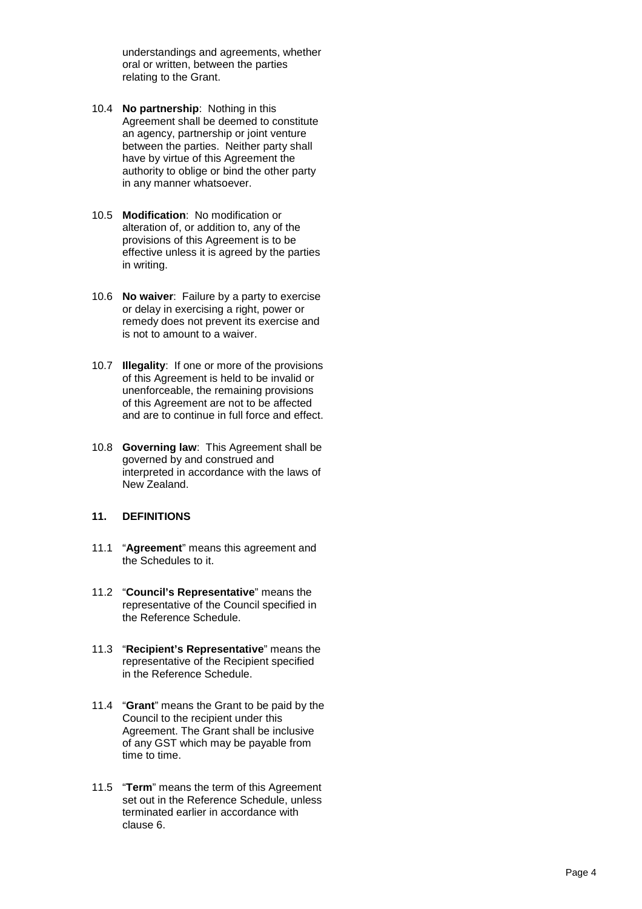understandings and agreements, whether oral or written, between the parties relating to the Grant.

10.4 **No partnership**: Nothing in this Agreement shall be deemed to constitute an agency, partnership or joint venture between the parties. Neither party shall have by virtue of this Agreement the authority to oblige or bind the other party in any manner whatsoever.

10.5 **Modification**: No modification or alteration of, or addition to, any of the provisions of this Agreement is to be effective unless it is agreed by the parties in writing.

10.6 **No waiver**: Failure by a party to exercise or delay in exercising a right, power or remedy does not prevent its exercise and is not to amount to a waiver.

10.7 **Illegality**: If one or more of the provisions of this Agreement is held to be invalid or unenforceable, the remaining provisions of this Agreement are not to be affected and are to continue in full force and effect.

10.8 **Governing law**: This Agreement shall be governed by and construed and interpreted in accordance with the laws of New Zealand.

## 11. DEFINITIONS

11.1 "**Agreement**" means this agreement and the Schedules to it.

11.2 "**Council's Representative**" means the representative of the Council specified in the Reference Schedule.

11.3 "**Recipient's Representative**" means the representative of the Recipient specified in the Reference Schedule.

11.4 "**Grant**" means the Grant to be paid by the Council to the recipient under this Agreement. The Grant shall be inclusive of any GST which may be payable from time to time.

11.5 "**Term**" means the term of this Agreement set out in the Reference Schedule, unless terminated earlier in accordance with clause 6.